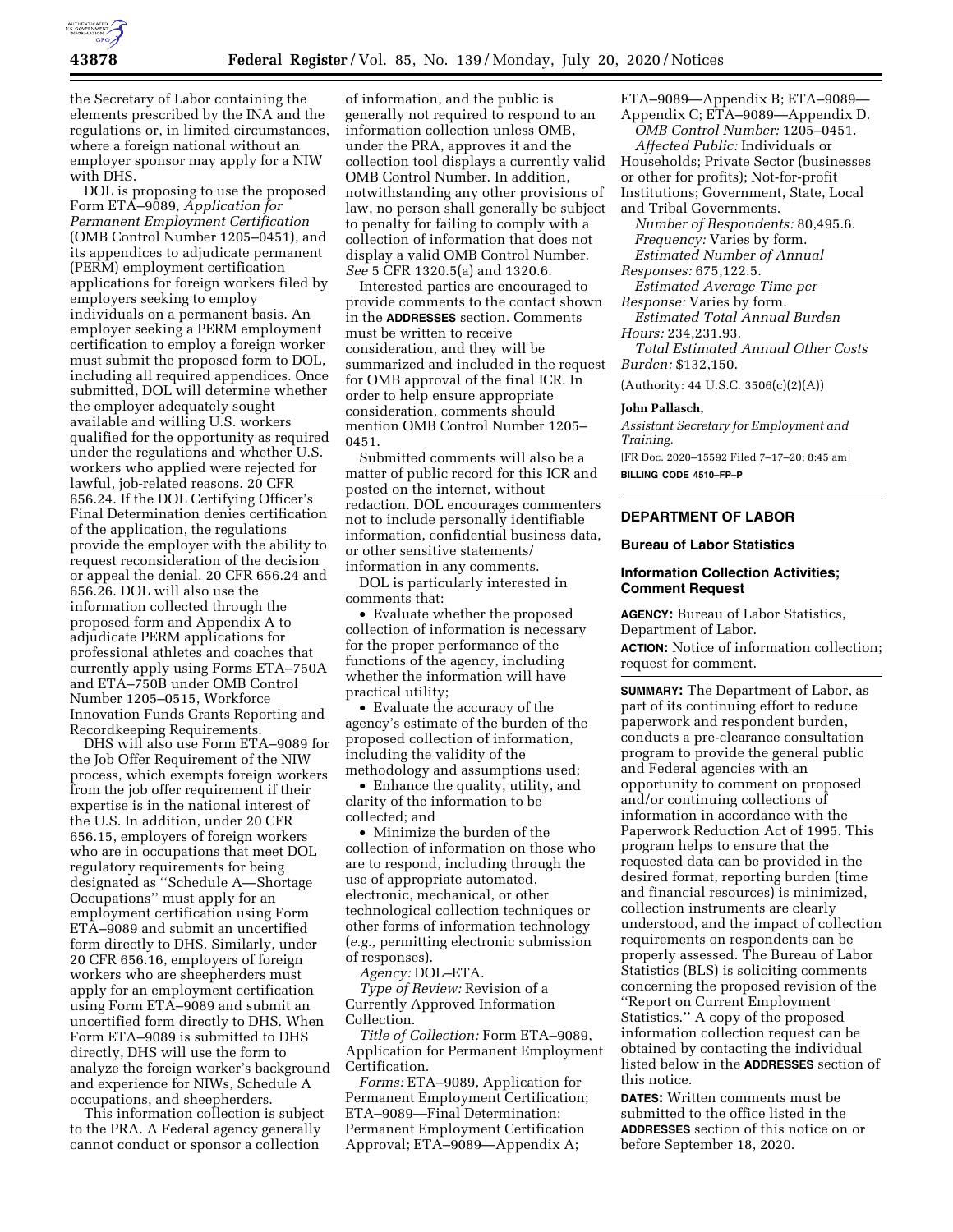the Secretary of Labor containing the elements prescribed by the INA and the regulations or, in limited circumstances, where a foreign national without an employer sponsor may apply for a NIW with DHS.

DOL is proposing to use the proposed Form ETA–9089, *Application for Permanent Employment Certification* (OMB Control Number 1205–0451), and its appendices to adjudicate permanent (PERM) employment certification applications for foreign workers filed by employers seeking to employ individuals on a permanent basis. An employer seeking a PERM employment certification to employ a foreign worker must submit the proposed form to DOL, including all required appendices. Once submitted, DOL will determine whether the employer adequately sought available and willing U.S. workers qualified for the opportunity as required under the regulations and whether U.S. workers who applied were rejected for lawful, job-related reasons. 20 CFR 656.24. If the DOL Certifying Officer's Final Determination denies certification of the application, the regulations provide the employer with the ability to request reconsideration of the decision or appeal the denial. 20 CFR 656.24 and 656.26. DOL will also use the information collected through the proposed form and Appendix A to adjudicate PERM applications for professional athletes and coaches that currently apply using Forms ETA–750A and ETA–750B under OMB Control Number 1205–0515, Workforce Innovation Funds Grants Reporting and Recordkeeping Requirements.

DHS will also use Form ETA–9089 for the Job Offer Requirement of the NIW process, which exempts foreign workers from the job offer requirement if their expertise is in the national interest of the U.S. In addition, under 20 CFR 656.15, employers of foreign workers who are in occupations that meet DOL regulatory requirements for being designated as "Schedule A—Shortage Occupations" must apply for an employment certification using Form ETA–9089 and submit an uncertified form directly to DHS. Similarly, under 20 CFR 656.16, employers of foreign workers who are sheepherders must apply for an employment certification using Form ETA–9089 and submit an uncertified form directly to DHS. When Form ETA–9089 is submitted to DHS directly, DHS will use the form to analyze the foreign worker's background and experience for NIWs, Schedule A occupations, and sheepherders.

This information collection is subject to the PRA. A Federal agency generally cannot conduct or sponsor a collection of information, and the public is generally not required to respond to an information collection unless OMB, under the PRA, approves it and the collection tool displays a currently valid OMB Control Number. In addition, notwithstanding any other provisions of law, no person shall generally be subject to penalty for failing to comply with a collection of information that does not display a valid OMB Control Number. *See* 5 CFR 1320.5(a) and 1320.6.

Interested parties are encouraged to provide comments to the contact shown in the **ADDRESSES** section. Comments must be written to receive consideration, and they will be summarized and included in the request for OMB approval of the final ICR. In order to help ensure appropriate consideration, comments should mention OMB Control Number 1205–0451.

Submitted comments will also be a matter of public record for this ICR and posted on the internet, without redaction. DOL encourages commenters not to include personally identifiable information, confidential business data, or other sensitive statements/information in any comments.

DOL is particularly interested in comments that:

- Evaluate whether the proposed collection of information is necessary for the proper performance of the functions of the agency, including whether the information will have practical utility;
- Evaluate the accuracy of the agency's estimate of the burden of the proposed collection of information, including the validity of the methodology and assumptions used;
- Enhance the quality, utility, and clarity of the information to be collected; and
- Minimize the burden of the collection of information on those who are to respond, including through the use of appropriate automated, electronic, mechanical, or other technological collection techniques or other forms of information technology (*e.g.,* permitting electronic submission of responses).

*Agency:* DOL–ETA.

*Type of Review:* Revision of a Currently Approved Information Collection.

*Title of Collection:* Form ETA–9089, Application for Permanent Employment Certification.

*Forms:* ETA–9089, Application for Permanent Employment Certification; ETA–9089—Final Determination: Permanent Employment Certification Approval; ETA–9089—Appendix A; ETA–9089—Appendix B; ETA–9089—Appendix C; ETA–9089—Appendix D.

*OMB Control Number:* 1205–0451.

*Affected Public:* Individuals or Households; Private Sector (businesses or other for profits); Not-for-profit Institutions; Government, State, Local and Tribal Governments.

*Number of Respondents:* 80,495.6.

*Frequency:* Varies by form.

*Estimated Number of Annual Responses:* 675,122.5.

*Estimated Average Time per Response:* Varies by form.

*Estimated Total Annual Burden Hours:* 234,231.93.

*Total Estimated Annual Other Costs Burden:* $132,150.

(Authority: 44 U.S.C. 3506(c)(2)(A))

**John Pallasch,**

*Assistant Secretary for Employment and Training.*

[FR Doc. 2020–15592 Filed 7–17–20; 8:45 am]

**BILLING CODE 4510–FP–P**

## DEPARTMENT OF LABOR

### Bureau of Labor Statistics

### Information Collection Activities; Comment Request

**AGENCY:** Bureau of Labor Statistics, Department of Labor.

**ACTION:** Notice of information collection; request for comment.

**SUMMARY:** The Department of Labor, as part of its continuing effort to reduce paperwork and respondent burden, conducts a pre-clearance consultation program to provide the general public and Federal agencies with an opportunity to comment on proposed and/or continuing collections of information in accordance with the Paperwork Reduction Act of 1995. This program helps to ensure that the requested data can be provided in the desired format, reporting burden (time and financial resources) is minimized, collection instruments are clearly understood, and the impact of collection requirements on respondents can be properly assessed. The Bureau of Labor Statistics (BLS) is soliciting comments concerning the proposed revision of the "Report on Current Employment Statistics." A copy of the proposed information collection request can be obtained by contacting the individual listed below in the **ADDRESSES** section of this notice.

**DATES:** Written comments must be submitted to the office listed in the **ADDRESSES** section of this notice on or before September 18, 2020.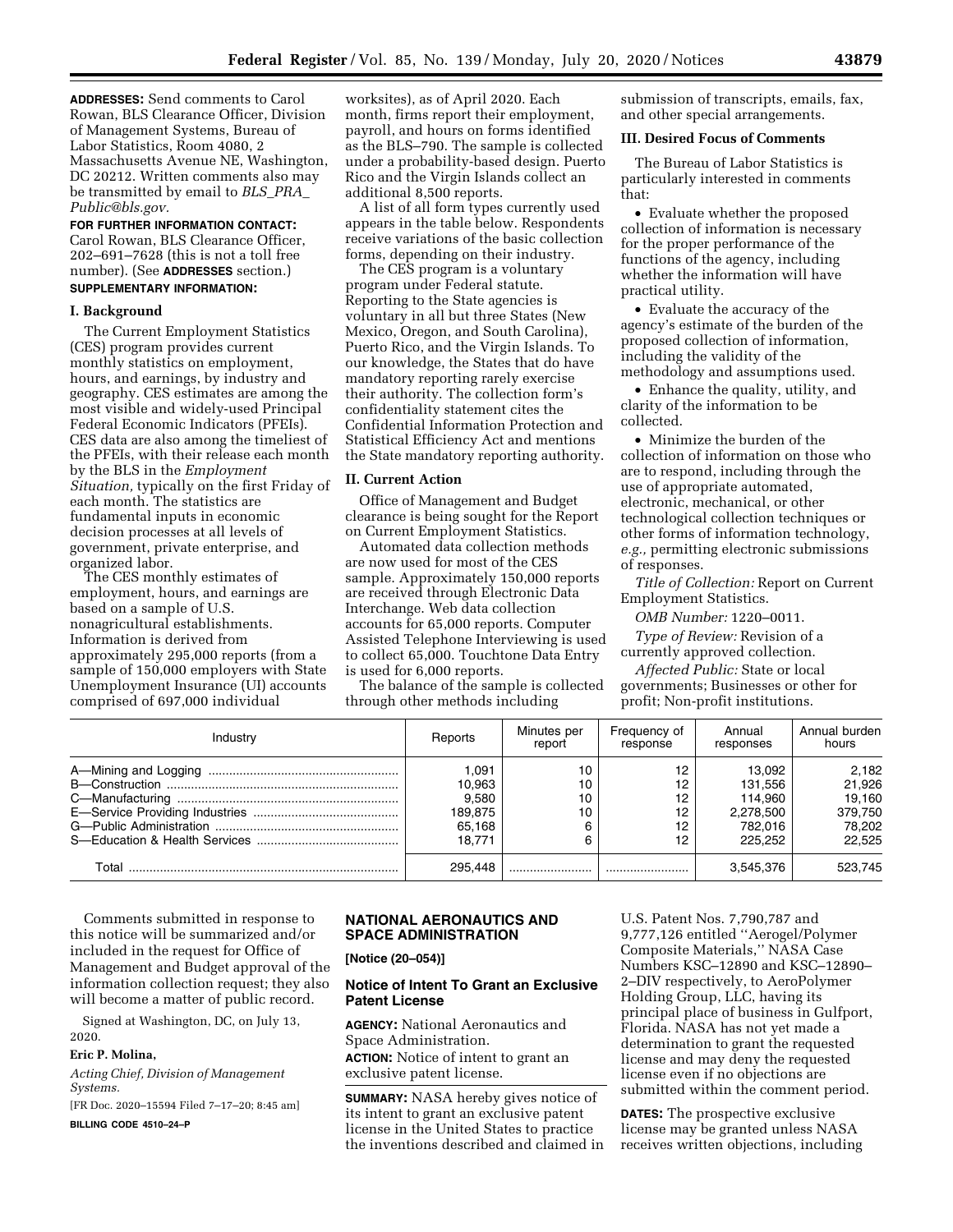**ADDRESSES:** Send comments to Carol Rowan, BLS Clearance Officer, Division of Management Systems, Bureau of Labor Statistics, Room 4080, 2 Massachusetts Avenue NE, Washington, DC 20212. Written comments also may be transmitted by email to *BLS_PRA_Public@bls.gov.*

**FOR FURTHER INFORMATION CONTACT:** Carol Rowan, BLS Clearance Officer, 202–691–7628 (this is not a toll free number). (See **ADDRESSES** section.)

**SUPPLEMENTARY INFORMATION:**

## I. Background

The Current Employment Statistics (CES) program provides current monthly statistics on employment, hours, and earnings, by industry and geography. CES estimates are among the most visible and widely-used Principal Federal Economic Indicators (PFEIs). CES data are also among the timeliest of the PFEIs, with their release each month by the BLS in the *Employment Situation,* typically on the first Friday of each month. The statistics are fundamental inputs in economic decision processes at all levels of government, private enterprise, and organized labor.

The CES monthly estimates of employment, hours, and earnings are based on a sample of U.S. nonagricultural establishments. Information is derived from approximately 295,000 reports (from a sample of 150,000 employers with State Unemployment Insurance (UI) accounts comprised of 697,000 individual worksites), as of April 2020. Each month, firms report their employment, payroll, and hours on forms identified as the BLS–790. The sample is collected under a probability-based design. Puerto Rico and the Virgin Islands collect an additional 8,500 reports.

A list of all form types currently used appears in the table below. Respondents receive variations of the basic collection forms, depending on their industry.

The CES program is a voluntary program under Federal statute. Reporting to the State agencies is voluntary in all but three States (New Mexico, Oregon, and South Carolina), Puerto Rico, and the Virgin Islands. To our knowledge, the States that do have mandatory reporting rarely exercise their authority. The collection form's confidentiality statement cites the Confidential Information Protection and Statistical Efficiency Act and mentions the State mandatory reporting authority.

## II. Current Action

Office of Management and Budget clearance is being sought for the Report on Current Employment Statistics.

Automated data collection methods are now used for most of the CES sample. Approximately 150,000 reports are received through Electronic Data Interchange. Web data collection accounts for 65,000 reports. Computer Assisted Telephone Interviewing is used to collect 65,000. Touchtone Data Entry is used for 6,000 reports.

The balance of the sample is collected through other methods including submission of transcripts, emails, fax, and other special arrangements.

## III. Desired Focus of Comments

The Bureau of Labor Statistics is particularly interested in comments that:

- Evaluate whether the proposed collection of information is necessary for the proper performance of the functions of the agency, including whether the information will have practical utility.
- Evaluate the accuracy of the agency's estimate of the burden of the proposed collection of information, including the validity of the methodology and assumptions used.
- Enhance the quality, utility, and clarity of the information to be collected.
- Minimize the burden of the collection of information on those who are to respond, including through the use of appropriate automated, electronic, mechanical, or other technological collection techniques or other forms of information technology, *e.g.,* permitting electronic submissions of responses.

*Title of Collection:* Report on Current Employment Statistics.

*OMB Number:* 1220–0011.

*Type of Review:* Revision of a currently approved collection.

*Affected Public:* State or local governments; Businesses or other for profit; Non-profit institutions.

| Industry | Reports | Minutes per report | Frequency of response | Annual responses | Annual burden hours |
|---|---|---|---|---|---|
| A—Mining and Logging | 1,091 | 10 | 12 | 13,092 | 2,182 |
| B—Construction | 10,963 | 10 | 12 | 131,556 | 21,926 |
| C—Manufacturing | 9,580 | 10 | 12 | 114,960 | 19,160 |
| E—Service Providing Industries | 189,875 | 10 | 12 | 2,278,500 | 379,750 |
| G—Public Administration | 65,168 | 6 | 12 | 782,016 | 78,202 |
| S—Education & Health Services | 18,771 | 6 | 12 | 225,252 | 22,525 |
| Total | 295,448 | | | 3,545,376 | 523,745 |

Comments submitted in response to this notice will be summarized and/or included in the request for Office of Management and Budget approval of the information collection request; they also will become a matter of public record.

Signed at Washington, DC, on July 13, 2020.

**Eric P. Molina,**

*Acting Chief, Division of Management Systems.*

[FR Doc. 2020–15594 Filed 7–17–20; 8:45 am]

**BILLING CODE 4510–24–P**

## NATIONAL AERONAUTICS AND SPACE ADMINISTRATION

**[Notice (20–054)]**

### Notice of Intent To Grant an Exclusive Patent License

**AGENCY:** National Aeronautics and Space Administration.

**ACTION:** Notice of intent to grant an exclusive patent license.

**SUMMARY:** NASA hereby gives notice of its intent to grant an exclusive patent license in the United States to practice the inventions described and claimed in U.S. Patent Nos. 7,790,787 and 9,777,126 entitled ''Aerogel/Polymer Composite Materials,'' NASA Case Numbers KSC–12890 and KSC–12890–2–DIV respectively, to AeroPolymer Holding Group, LLC, having its principal place of business in Gulfport, Florida. NASA has not yet made a determination to grant the requested license and may deny the requested license even if no objections are submitted within the comment period.

**DATES:** The prospective exclusive license may be granted unless NASA receives written objections, including